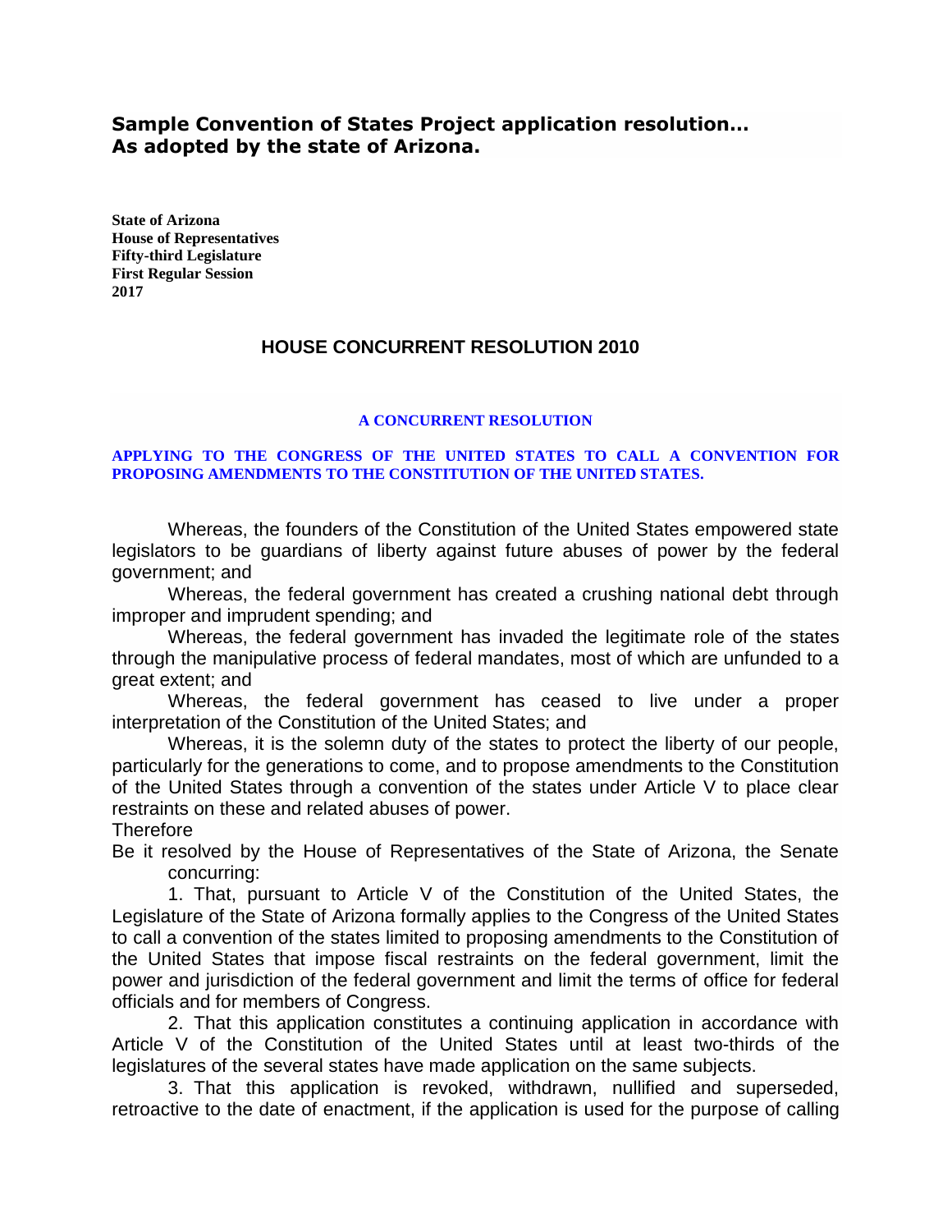## Sample Convention of States Project application resolution…
## As adopted by the state of Arizona.

**State of Arizona**
**House of Representatives**
**Fifty-third Legislature**
**First Regular Session**
**2017**

# HOUSE CONCURRENT RESOLUTION 2010

**A CONCURRENT RESOLUTION**

**APPLYING TO THE CONGRESS OF THE UNITED STATES TO CALL A CONVENTION FOR PROPOSING AMENDMENTS TO THE CONSTITUTION OF THE UNITED STATES.**

Whereas, the founders of the Constitution of the United States empowered state legislators to be guardians of liberty against future abuses of power by the federal government; and

Whereas, the federal government has created a crushing national debt through improper and imprudent spending; and

Whereas, the federal government has invaded the legitimate role of the states through the manipulative process of federal mandates, most of which are unfunded to a great extent; and

Whereas, the federal government has ceased to live under a proper interpretation of the Constitution of the United States; and

Whereas, it is the solemn duty of the states to protect the liberty of our people, particularly for the generations to come, and to propose amendments to the Constitution of the United States through a convention of the states under Article V to place clear restraints on these and related abuses of power.

Therefore

Be it resolved by the House of Representatives of the State of Arizona, the Senate concurring:

1. That, pursuant to Article V of the Constitution of the United States, the Legislature of the State of Arizona formally applies to the Congress of the United States to call a convention of the states limited to proposing amendments to the Constitution of the United States that impose fiscal restraints on the federal government, limit the power and jurisdiction of the federal government and limit the terms of office for federal officials and for members of Congress.

2. That this application constitutes a continuing application in accordance with Article V of the Constitution of the United States until at least two-thirds of the legislatures of the several states have made application on the same subjects.

3. That this application is revoked, withdrawn, nullified and superseded, retroactive to the date of enactment, if the application is used for the purpose of calling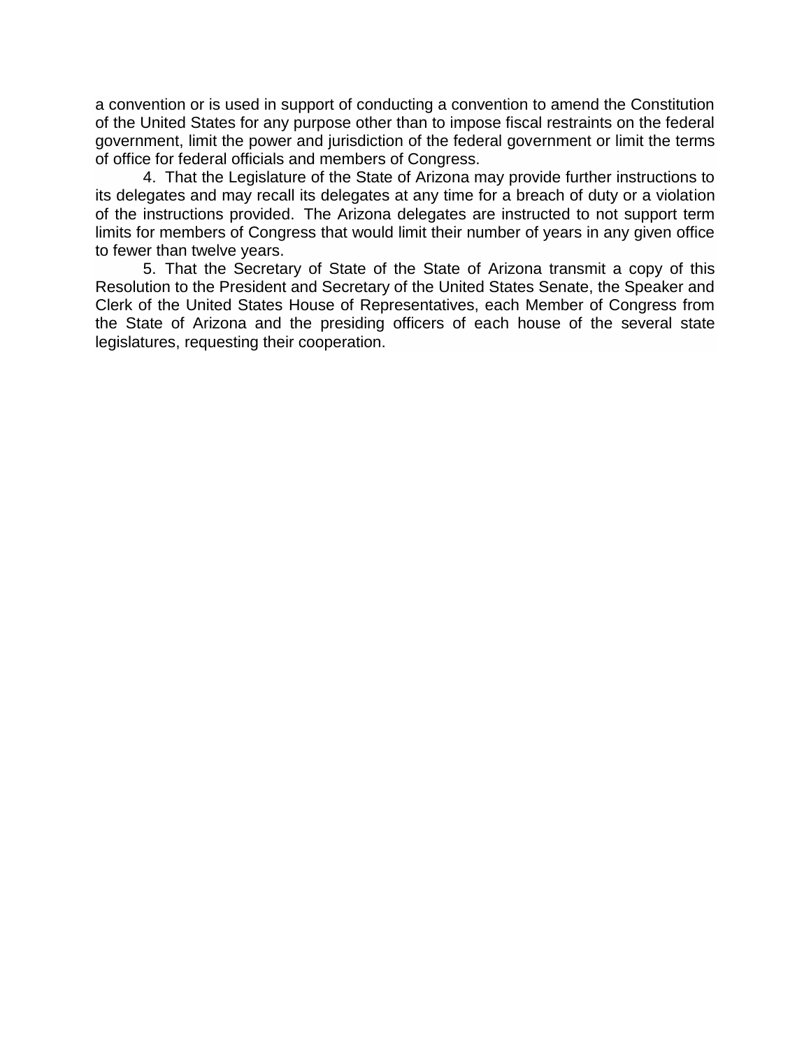a convention or is used in support of conducting a convention to amend the Constitution of the United States for any purpose other than to impose fiscal restraints on the federal government, limit the power and jurisdiction of the federal government or limit the terms of office for federal officials and members of Congress.

4. That the Legislature of the State of Arizona may provide further instructions to its delegates and may recall its delegates at any time for a breach of duty or a violation of the instructions provided. The Arizona delegates are instructed to not support term limits for members of Congress that would limit their number of years in any given office to fewer than twelve years.

5. That the Secretary of State of the State of Arizona transmit a copy of this Resolution to the President and Secretary of the United States Senate, the Speaker and Clerk of the United States House of Representatives, each Member of Congress from the State of Arizona and the presiding officers of each house of the several state legislatures, requesting their cooperation.